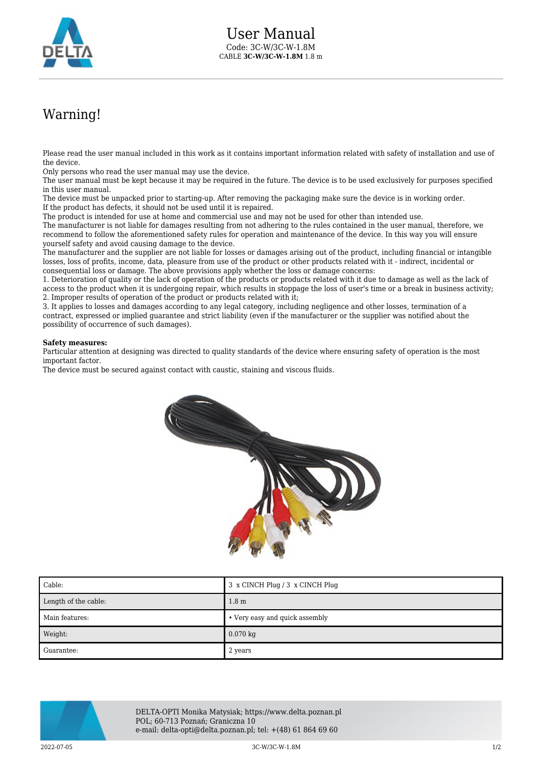# User Manual

Code: 3C-W/3C-W-1.8M
CABLE **3C-W/3C-W-1.8M** 1.8 m

## Warning!

Please read the user manual included in this work as it contains important information related with safety of installation and use of the device.
Only persons who read the user manual may use the device.
The user manual must be kept because it may be required in the future. The device is to be used exclusively for purposes specified in this user manual.
The device must be unpacked prior to starting-up. After removing the packaging make sure the device is in working order.
If the product has defects, it should not be used until it is repaired.
The product is intended for use at home and commercial use and may not be used for other than intended use.
The manufacturer is not liable for damages resulting from not adhering to the rules contained in the user manual, therefore, we recommend to follow the aforementioned safety rules for operation and maintenance of the device. In this way you will ensure yourself safety and avoid causing damage to the device.
The manufacturer and the supplier are not liable for losses or damages arising out of the product, including financial or intangible losses, loss of profits, income, data, pleasure from use of the product or other products related with it - indirect, incidental or consequential loss or damage. The above provisions apply whether the loss or damage concerns:
1. Deterioration of quality or the lack of operation of the products or products related with it due to damage as well as the lack of access to the product when it is undergoing repair, which results in stoppage the loss of user's time or a break in business activity;
2. Improper results of operation of the product or products related with it;
3. It applies to losses and damages according to any legal category, including negligence and other losses, termination of a contract, expressed or implied guarantee and strict liability (even if the manufacturer or the supplier was notified about the possibility of occurrence of such damages).

**Safety measures:**
Particular attention at designing was directed to quality standards of the device where ensuring safety of operation is the most important factor.
The device must be secured against contact with caustic, staining and viscous fluids.

| Cable: | 3 x CINCH Plug / 3 x CINCH Plug |
|---|---|
| Length of the cable: | 1.8 m |
| Main features: | • Very easy and quick assembly |
| Weight: | 0.070 kg |
| Guarantee: | 2 years |

DELTA-OPTI Monika Matysiak; https://www.delta.poznan.pl
POL; 60-713 Poznań; Graniczna 10
e-mail: delta-opti@delta.poznan.pl; tel: +(48) 61 864 69 60